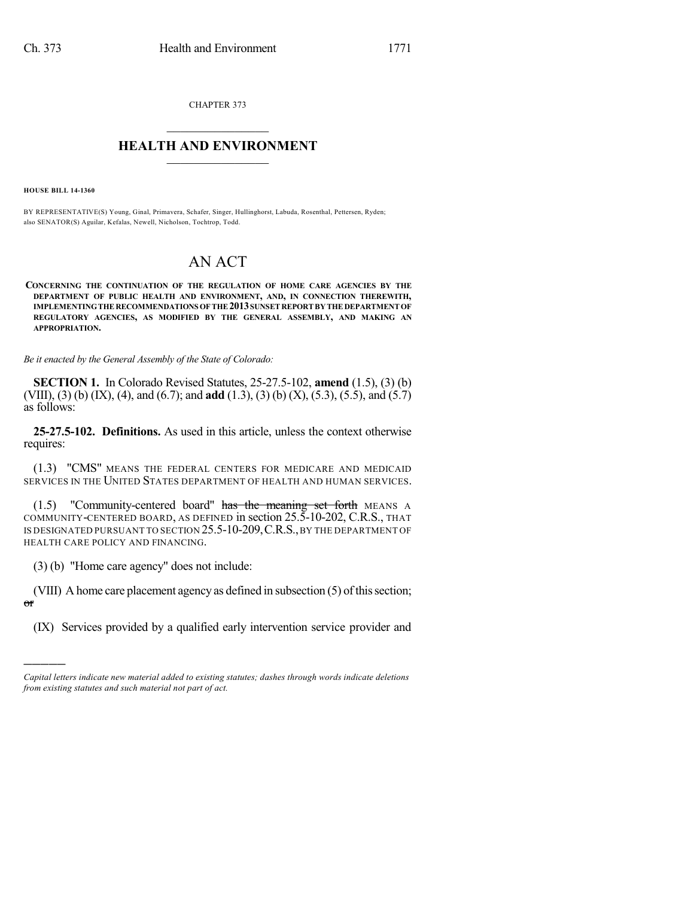CHAPTER 373

# HEALTH AND ENVIRONMENT

**HOUSE BILL 14-1360**

BY REPRESENTATIVE(S) Young, Ginal, Primavera, Schafer, Singer, Hullinghorst, Labuda, Rosenthal, Pettersen, Ryden; also SENATOR(S) Aguilar, Kefalas, Newell, Nicholson, Tochtrop, Todd.

## AN ACT

**CONCERNING THE CONTINUATION OF THE REGULATION OF HOME CARE AGENCIES BY THE DEPARTMENT OF PUBLIC HEALTH AND ENVIRONMENT, AND, IN CONNECTION THEREWITH, IMPLEMENTING THE RECOMMENDATIONS OF THE 2013 SUNSET REPORT BY THE DEPARTMENT OF REGULATORY AGENCIES, AS MODIFIED BY THE GENERAL ASSEMBLY, AND MAKING AN APPROPRIATION.**

*Be it enacted by the General Assembly of the State of Colorado:*

**SECTION 1.** In Colorado Revised Statutes, 25-27.5-102, **amend** (1.5), (3) (b) (VIII), (3) (b) (IX), (4), and (6.7); and **add** (1.3), (3) (b) (X), (5.3), (5.5), and (5.7) as follows:

**25-27.5-102. Definitions.** As used in this article, unless the context otherwise requires:

(1.3) "CMS" MEANS THE FEDERAL CENTERS FOR MEDICARE AND MEDICAID SERVICES IN THE UNITED STATES DEPARTMENT OF HEALTH AND HUMAN SERVICES.

(1.5) "Community-centered board" ~~has the meaning set forth~~ MEANS A COMMUNITY-CENTERED BOARD, AS DEFINED in section 25.5-10-202, C.R.S., THAT IS DESIGNATED PURSUANT TO SECTION 25.5-10-209, C.R.S., BY THE DEPARTMENT OF HEALTH CARE POLICY AND FINANCING.

(3) (b) "Home care agency" does not include:

(VIII) A home care placement agency as defined in subsection (5) of this section; ~~or~~

(IX) Services provided by a qualified early intervention service provider and

---

*Capital letters indicate new material added to existing statutes; dashes through words indicate deletions from existing statutes and such material not part of act.*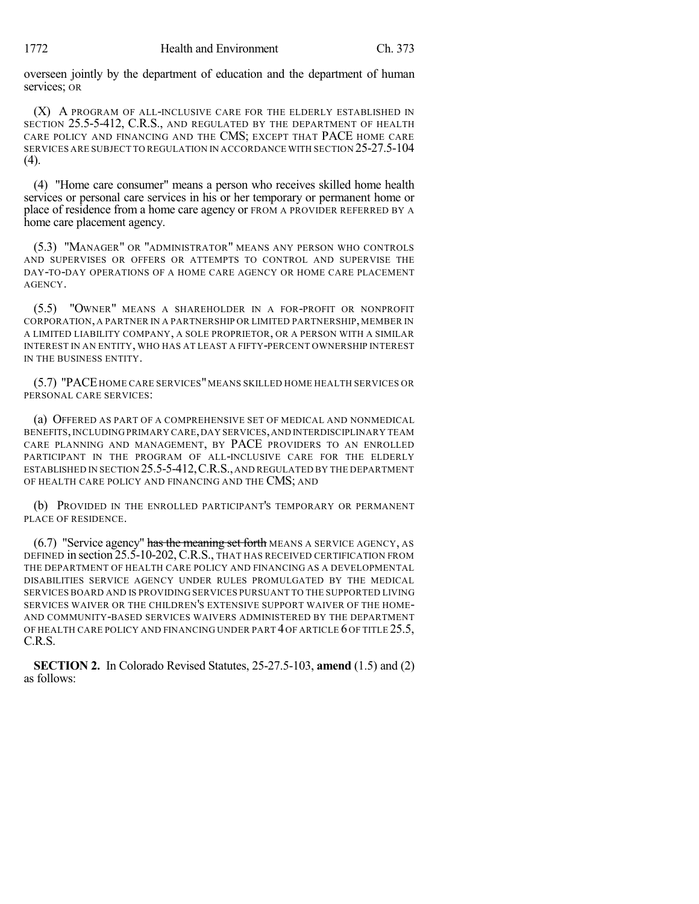overseen jointly by the department of education and the department of human services; OR

(X) A PROGRAM OF ALL-INCLUSIVE CARE FOR THE ELDERLY ESTABLISHED IN SECTION 25.5-5-412, C.R.S., AND REGULATED BY THE DEPARTMENT OF HEALTH CARE POLICY AND FINANCING AND THE CMS; EXCEPT THAT PACE HOME CARE SERVICES ARE SUBJECT TO REGULATION IN ACCORDANCE WITH SECTION 25-27.5-104 (4).

(4) "Home care consumer" means a person who receives skilled home health services or personal care services in his or her temporary or permanent home or place of residence from a home care agency or FROM A PROVIDER REFERRED BY A home care placement agency.

(5.3) "MANAGER" OR "ADMINISTRATOR" MEANS ANY PERSON WHO CONTROLS AND SUPERVISES OR OFFERS OR ATTEMPTS TO CONTROL AND SUPERVISE THE DAY-TO-DAY OPERATIONS OF A HOME CARE AGENCY OR HOME CARE PLACEMENT AGENCY.

(5.5) "OWNER" MEANS A SHAREHOLDER IN A FOR-PROFIT OR NONPROFIT CORPORATION, A PARTNER IN A PARTNERSHIP OR LIMITED PARTNERSHIP, MEMBER IN A LIMITED LIABILITY COMPANY, A SOLE PROPRIETOR, OR A PERSON WITH A SIMILAR INTEREST IN AN ENTITY, WHO HAS AT LEAST A FIFTY-PERCENT OWNERSHIP INTEREST IN THE BUSINESS ENTITY.

(5.7) "PACE HOME CARE SERVICES" MEANS SKILLED HOME HEALTH SERVICES OR PERSONAL CARE SERVICES:

(a) OFFERED AS PART OF A COMPREHENSIVE SET OF MEDICAL AND NONMEDICAL BENEFITS, INCLUDING PRIMARY CARE, DAY SERVICES, AND INTERDISCIPLINARY TEAM CARE PLANNING AND MANAGEMENT, BY PACE PROVIDERS TO AN ENROLLED PARTICIPANT IN THE PROGRAM OF ALL-INCLUSIVE CARE FOR THE ELDERLY ESTABLISHED IN SECTION 25.5-5-412, C.R.S., AND REGULATED BY THE DEPARTMENT OF HEALTH CARE POLICY AND FINANCING AND THE CMS; AND

(b) PROVIDED IN THE ENROLLED PARTICIPANT'S TEMPORARY OR PERMANENT PLACE OF RESIDENCE.

(6.7) "Service agency" ~~has the meaning set forth~~ MEANS A SERVICE AGENCY, AS DEFINED in section 25.5-10-202, C.R.S., THAT HAS RECEIVED CERTIFICATION FROM THE DEPARTMENT OF HEALTH CARE POLICY AND FINANCING AS A DEVELOPMENTAL DISABILITIES SERVICE AGENCY UNDER RULES PROMULGATED BY THE MEDICAL SERVICES BOARD AND IS PROVIDING SERVICES PURSUANT TO THE SUPPORTED LIVING SERVICES WAIVER OR THE CHILDREN'S EXTENSIVE SUPPORT WAIVER OF THE HOME- AND COMMUNITY-BASED SERVICES WAIVERS ADMINISTERED BY THE DEPARTMENT OF HEALTH CARE POLICY AND FINANCING UNDER PART 4 OF ARTICLE 6 OF TITLE 25.5, C.R.S.

**SECTION 2.** In Colorado Revised Statutes, 25-27.5-103, **amend** (1.5) and (2) as follows: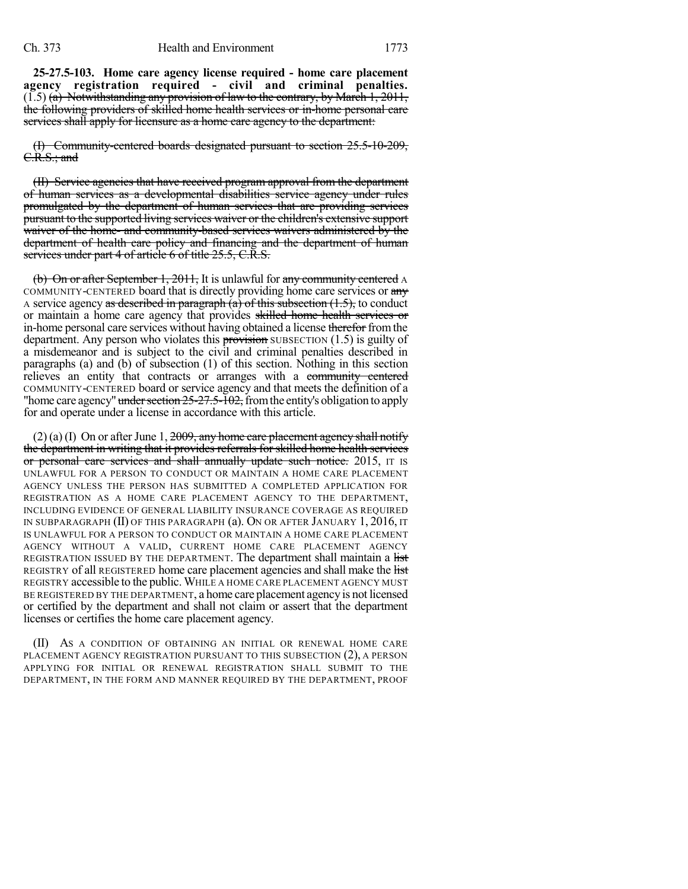**25-27.5-103. Home care agency license required - home care placement agency registration required - civil and criminal penalties.** (1.5) ~~(a) Notwithstanding any provision of law to the contrary, by March 1, 2011, the following providers of skilled home health services or in-home personal care services shall apply for licensure as a home care agency to the department:~~

~~(I) Community-centered boards designated pursuant to section 25.5-10-209, C.R.S.; and~~

~~(II) Service agencies that have received program approval from the department of human services as a developmental disabilities service agency under rules promulgated by the department of human services that are providing services pursuant to the supported living services waiver or the children's extensive support waiver of the home- and community-based services waivers administered by the department of health care policy and financing and the department of human services under part 4 of article 6 of title 25.5, C.R.S.~~

~~(b) On or after September 1, 2011,~~ It is unlawful for ~~any community centered~~ A COMMUNITY-CENTERED board that is directly providing home care services or ~~any~~ A service agency ~~as described in paragraph (a) of this subsection (1.5),~~ to conduct or maintain a home care agency that provides ~~skilled home health services or~~ in-home personal care services without having obtained a license ~~therefor~~ from the department. Any person who violates this ~~provision~~ SUBSECTION (1.5) is guilty of a misdemeanor and is subject to the civil and criminal penalties described in paragraphs (a) and (b) of subsection (1) of this section. Nothing in this section relieves an entity that contracts or arranges with a ~~community centered~~ COMMUNITY-CENTERED board or service agency and that meets the definition of a "home care agency" ~~under section 25-27.5-102,~~ from the entity's obligation to apply for and operate under a license in accordance with this article.

(2) (a) (I) On or after June 1, ~~2009, any home care placement agency shall notify the department in writing that it provides referrals for skilled home health services or personal care services and shall annually update such notice.~~ 2015, IT IS UNLAWFUL FOR A PERSON TO CONDUCT OR MAINTAIN A HOME CARE PLACEMENT AGENCY UNLESS THE PERSON HAS SUBMITTED A COMPLETED APPLICATION FOR REGISTRATION AS A HOME CARE PLACEMENT AGENCY TO THE DEPARTMENT, INCLUDING EVIDENCE OF GENERAL LIABILITY INSURANCE COVERAGE AS REQUIRED IN SUBPARAGRAPH (II) OF THIS PARAGRAPH (a). ON OR AFTER JANUARY 1, 2016, IT IS UNLAWFUL FOR A PERSON TO CONDUCT OR MAINTAIN A HOME CARE PLACEMENT AGENCY WITHOUT A VALID, CURRENT HOME CARE PLACEMENT AGENCY REGISTRATION ISSUED BY THE DEPARTMENT. The department shall maintain a ~~list~~ REGISTRY of all REGISTERED home care placement agencies and shall make the ~~list~~ REGISTRY accessible to the public. WHILE A HOME CARE PLACEMENT AGENCY MUST BE REGISTERED BY THE DEPARTMENT, a home care placement agency is not licensed or certified by the department and shall not claim or assert that the department licenses or certifies the home care placement agency.

(II) AS A CONDITION OF OBTAINING AN INITIAL OR RENEWAL HOME CARE PLACEMENT AGENCY REGISTRATION PURSUANT TO THIS SUBSECTION (2), A PERSON APPLYING FOR INITIAL OR RENEWAL REGISTRATION SHALL SUBMIT TO THE DEPARTMENT, IN THE FORM AND MANNER REQUIRED BY THE DEPARTMENT, PROOF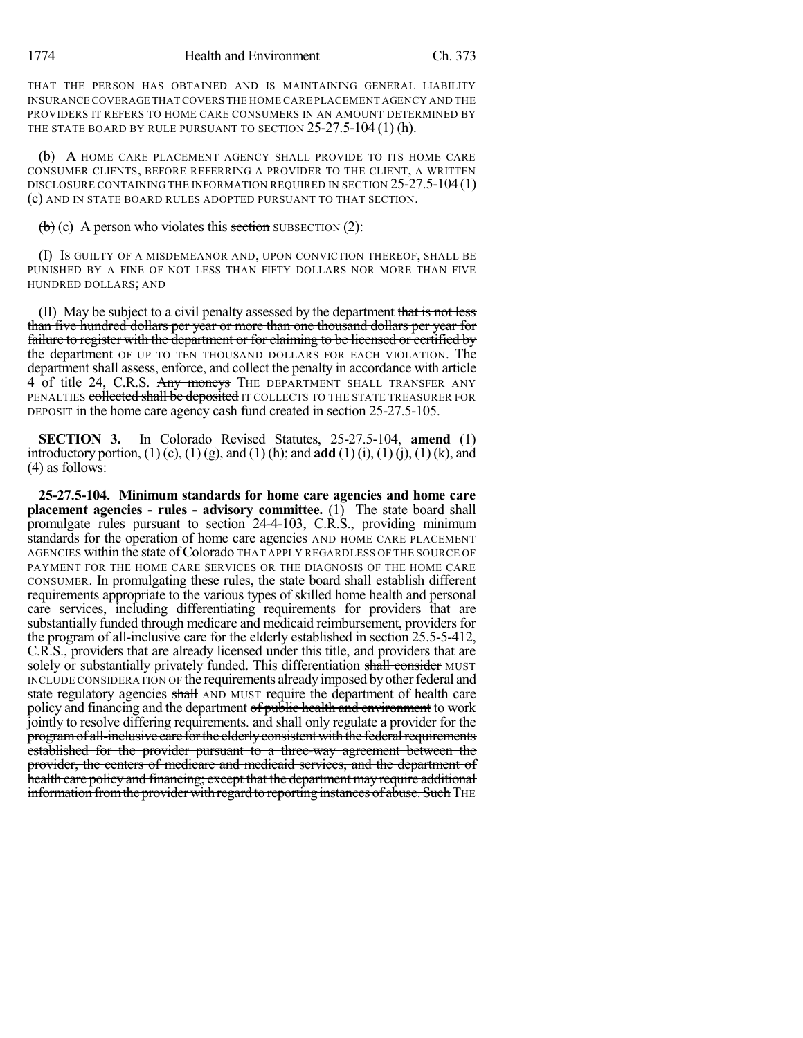THAT THE PERSON HAS OBTAINED AND IS MAINTAINING GENERAL LIABILITY INSURANCE COVERAGE THAT COVERS THE HOME CARE PLACEMENT AGENCY AND THE PROVIDERS IT REFERS TO HOME CARE CONSUMERS IN AN AMOUNT DETERMINED BY THE STATE BOARD BY RULE PURSUANT TO SECTION 25-27.5-104 (1) (h).

(b) A HOME CARE PLACEMENT AGENCY SHALL PROVIDE TO ITS HOME CARE CONSUMER CLIENTS, BEFORE REFERRING A PROVIDER TO THE CLIENT, A WRITTEN DISCLOSURE CONTAINING THE INFORMATION REQUIRED IN SECTION 25-27.5-104 (1) (c) AND IN STATE BOARD RULES ADOPTED PURSUANT TO THAT SECTION.

~~(b)~~ (c) A person who violates this ~~section~~ SUBSECTION (2):

(I) IS GUILTY OF A MISDEMEANOR AND, UPON CONVICTION THEREOF, SHALL BE PUNISHED BY A FINE OF NOT LESS THAN FIFTY DOLLARS NOR MORE THAN FIVE HUNDRED DOLLARS; AND

(II) May be subject to a civil penalty assessed by the department ~~that is not less than five hundred dollars per year or more than one thousand dollars per year for failure to register with the department or for claiming to be licensed or certified by the department~~ OF UP TO TEN THOUSAND DOLLARS FOR EACH VIOLATION. The department shall assess, enforce, and collect the penalty in accordance with article 4 of title 24, C.R.S. ~~Any moneys~~ THE DEPARTMENT SHALL TRANSFER ANY PENALTIES ~~collected shall be deposited~~ IT COLLECTS TO THE STATE TREASURER FOR DEPOSIT in the home care agency cash fund created in section 25-27.5-105.

**SECTION 3.** In Colorado Revised Statutes, 25-27.5-104, **amend** (1) introductory portion, (1) (c), (1) (g), and (1) (h); and **add** (1) (i), (1) (j), (1) (k), and (4) as follows:

**25-27.5-104. Minimum standards for home care agencies and home care placement agencies - rules - advisory committee.** (1) The state board shall promulgate rules pursuant to section 24-4-103, C.R.S., providing minimum standards for the operation of home care agencies AND HOME CARE PLACEMENT AGENCIES within the state of Colorado THAT APPLY REGARDLESS OF THE SOURCE OF PAYMENT FOR THE HOME CARE SERVICES OR THE DIAGNOSIS OF THE HOME CARE CONSUMER. In promulgating these rules, the state board shall establish different requirements appropriate to the various types of skilled home health and personal care services, including differentiating requirements for providers that are substantially funded through medicare and medicaid reimbursement, providers for the program of all-inclusive care for the elderly established in section 25.5-5-412, C.R.S., providers that are already licensed under this title, and providers that are solely or substantially privately funded. This differentiation ~~shall consider~~ MUST INCLUDE CONSIDERATION OF the requirements already imposed by other federal and state regulatory agencies ~~shall~~ AND MUST require the department of health care policy and financing and the department ~~of public health and environment~~ to work jointly to resolve differing requirements. ~~and shall only regulate a provider for the program of all-inclusive care for the elderly consistent with the federal requirements established for the provider pursuant to a three-way agreement between the provider, the centers of medicare and medicaid services, and the department of health care policy and financing; except that the department may require additional information from the provider with regard to reporting instances of abuse. Such~~ THE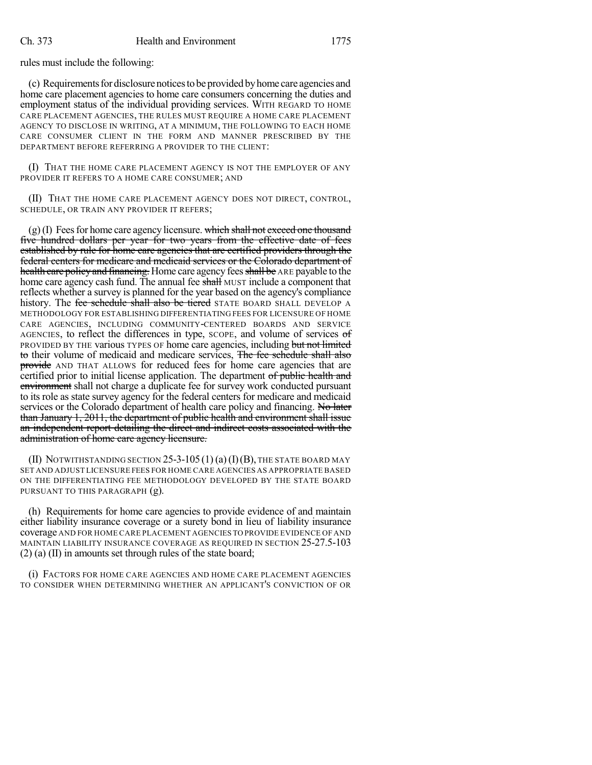rules must include the following:

(c) Requirements for disclosure notices to be provided by home care agencies and home care placement agencies to home care consumers concerning the duties and employment status of the individual providing services. WITH REGARD TO HOME CARE PLACEMENT AGENCIES, THE RULES MUST REQUIRE A HOME CARE PLACEMENT AGENCY TO DISCLOSE IN WRITING, AT A MINIMUM, THE FOLLOWING TO EACH HOME CARE CONSUMER CLIENT IN THE FORM AND MANNER PRESCRIBED BY THE DEPARTMENT BEFORE REFERRING A PROVIDER TO THE CLIENT:

(I) THAT THE HOME CARE PLACEMENT AGENCY IS NOT THE EMPLOYER OF ANY PROVIDER IT REFERS TO A HOME CARE CONSUMER; AND

(II) THAT THE HOME CARE PLACEMENT AGENCY DOES NOT DIRECT, CONTROL, SCHEDULE, OR TRAIN ANY PROVIDER IT REFERS;

(g) (I) Fees for home care agency licensure. ~~which shall not exceed one thousand five hundred dollars per year for two years from the effective date of fees established by rule for home care agencies that are certified providers through the federal centers for medicare and medicaid services or the Colorado department of health care policy and financing.~~ Home care agency fees ~~shall be~~ ARE payable to the home care agency cash fund. The annual fee ~~shall~~ MUST include a component that reflects whether a survey is planned for the year based on the agency's compliance history. The ~~fee schedule shall also be tiered~~ STATE BOARD SHALL DEVELOP A METHODOLOGY FOR ESTABLISHING DIFFERENTIATING FEES FOR LICENSURE OF HOME CARE AGENCIES, INCLUDING COMMUNITY-CENTERED BOARDS AND SERVICE AGENCIES, to reflect the differences in type, SCOPE, and volume of services ~~of~~ PROVIDED BY THE various TYPES OF home care agencies, including ~~but not limited to~~ their volume of medicaid and medicare services, ~~The fee schedule shall also provide~~ AND THAT ALLOWS for reduced fees for home care agencies that are certified prior to initial license application. The department ~~of public health and environment~~ shall not charge a duplicate fee for survey work conducted pursuant to its role as state survey agency for the federal centers for medicare and medicaid services or the Colorado department of health care policy and financing. ~~No later than January 1, 2011, the department of public health and environment shall issue an independent report detailing the direct and indirect costs associated with the administration of home care agency licensure.~~

(II) NOTWITHSTANDING SECTION 25-3-105 (1) (a) (I) (B), THE STATE BOARD MAY SET AND ADJUST LICENSURE FEES FOR HOME CARE AGENCIES AS APPROPRIATE BASED ON THE DIFFERENTIATING FEE METHODOLOGY DEVELOPED BY THE STATE BOARD PURSUANT TO THIS PARAGRAPH (g).

(h) Requirements for home care agencies to provide evidence of and maintain either liability insurance coverage or a surety bond in lieu of liability insurance coverage AND FOR HOME CARE PLACEMENT AGENCIES TO PROVIDE EVIDENCE OF AND MAINTAIN LIABILITY INSURANCE COVERAGE AS REQUIRED IN SECTION 25-27.5-103 (2) (a) (II) in amounts set through rules of the state board;

(i) FACTORS FOR HOME CARE AGENCIES AND HOME CARE PLACEMENT AGENCIES TO CONSIDER WHEN DETERMINING WHETHER AN APPLICANT'S CONVICTION OF OR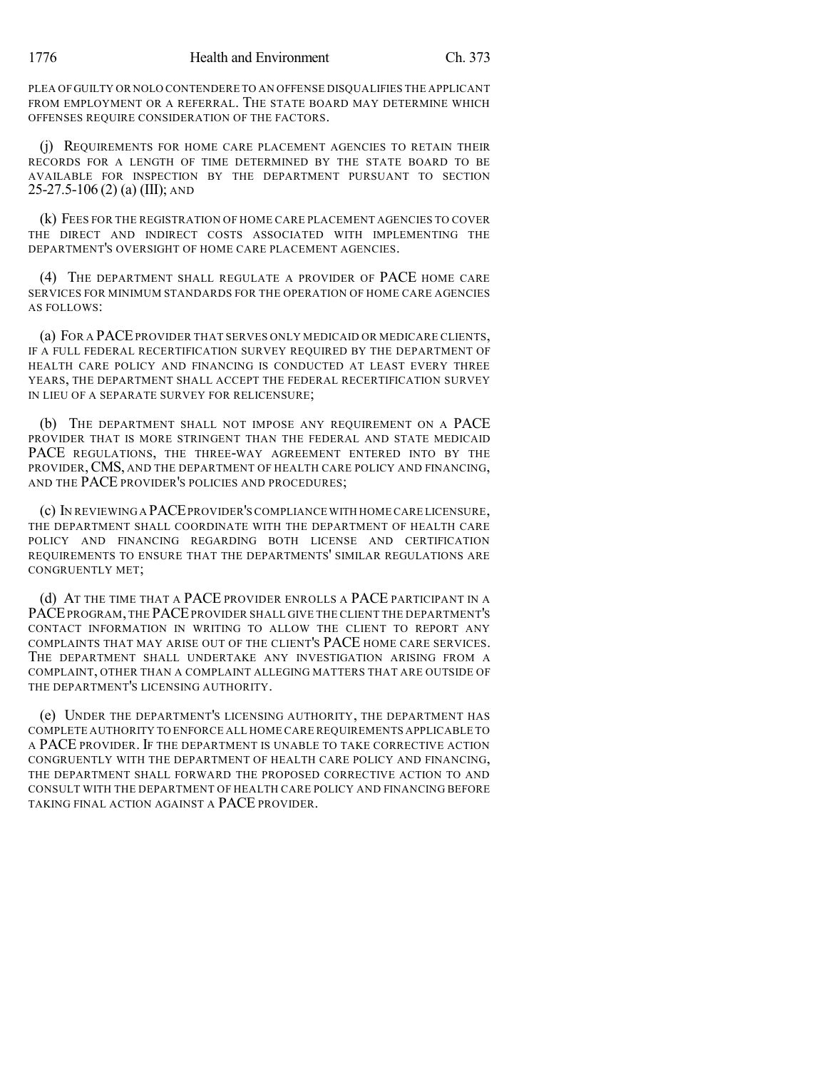PLEA OF GUILTY OR NOLO CONTENDERE TO AN OFFENSE DISQUALIFIES THE APPLICANT FROM EMPLOYMENT OR A REFERRAL. THE STATE BOARD MAY DETERMINE WHICH OFFENSES REQUIRE CONSIDERATION OF THE FACTORS.

(j) REQUIREMENTS FOR HOME CARE PLACEMENT AGENCIES TO RETAIN THEIR RECORDS FOR A LENGTH OF TIME DETERMINED BY THE STATE BOARD TO BE AVAILABLE FOR INSPECTION BY THE DEPARTMENT PURSUANT TO SECTION 25-27.5-106 (2) (a) (III); AND

(k) FEES FOR THE REGISTRATION OF HOME CARE PLACEMENT AGENCIES TO COVER THE DIRECT AND INDIRECT COSTS ASSOCIATED WITH IMPLEMENTING THE DEPARTMENT'S OVERSIGHT OF HOME CARE PLACEMENT AGENCIES.

(4) THE DEPARTMENT SHALL REGULATE A PROVIDER OF PACE HOME CARE SERVICES FOR MINIMUM STANDARDS FOR THE OPERATION OF HOME CARE AGENCIES AS FOLLOWS:

(a) FOR A PACE PROVIDER THAT SERVES ONLY MEDICAID OR MEDICARE CLIENTS, IF A FULL FEDERAL RECERTIFICATION SURVEY REQUIRED BY THE DEPARTMENT OF HEALTH CARE POLICY AND FINANCING IS CONDUCTED AT LEAST EVERY THREE YEARS, THE DEPARTMENT SHALL ACCEPT THE FEDERAL RECERTIFICATION SURVEY IN LIEU OF A SEPARATE SURVEY FOR RELICENSURE;

(b) THE DEPARTMENT SHALL NOT IMPOSE ANY REQUIREMENT ON A PACE PROVIDER THAT IS MORE STRINGENT THAN THE FEDERAL AND STATE MEDICAID PACE REGULATIONS, THE THREE-WAY AGREEMENT ENTERED INTO BY THE PROVIDER, CMS, AND THE DEPARTMENT OF HEALTH CARE POLICY AND FINANCING, AND THE PACE PROVIDER'S POLICIES AND PROCEDURES;

(c) IN REVIEWING A PACE PROVIDER'S COMPLIANCE WITH HOME CARE LICENSURE, THE DEPARTMENT SHALL COORDINATE WITH THE DEPARTMENT OF HEALTH CARE POLICY AND FINANCING REGARDING BOTH LICENSE AND CERTIFICATION REQUIREMENTS TO ENSURE THAT THE DEPARTMENTS' SIMILAR REGULATIONS ARE CONGRUENTLY MET;

(d) AT THE TIME THAT A PACE PROVIDER ENROLLS A PACE PARTICIPANT IN A PACE PROGRAM, THE PACE PROVIDER SHALL GIVE THE CLIENT THE DEPARTMENT'S CONTACT INFORMATION IN WRITING TO ALLOW THE CLIENT TO REPORT ANY COMPLAINTS THAT MAY ARISE OUT OF THE CLIENT'S PACE HOME CARE SERVICES. THE DEPARTMENT SHALL UNDERTAKE ANY INVESTIGATION ARISING FROM A COMPLAINT, OTHER THAN A COMPLAINT ALLEGING MATTERS THAT ARE OUTSIDE OF THE DEPARTMENT'S LICENSING AUTHORITY.

(e) UNDER THE DEPARTMENT'S LICENSING AUTHORITY, THE DEPARTMENT HAS COMPLETE AUTHORITY TO ENFORCE ALL HOME CARE REQUIREMENTS APPLICABLE TO A PACE PROVIDER. IF THE DEPARTMENT IS UNABLE TO TAKE CORRECTIVE ACTION CONGRUENTLY WITH THE DEPARTMENT OF HEALTH CARE POLICY AND FINANCING, THE DEPARTMENT SHALL FORWARD THE PROPOSED CORRECTIVE ACTION TO AND CONSULT WITH THE DEPARTMENT OF HEALTH CARE POLICY AND FINANCING BEFORE TAKING FINAL ACTION AGAINST A PACE PROVIDER.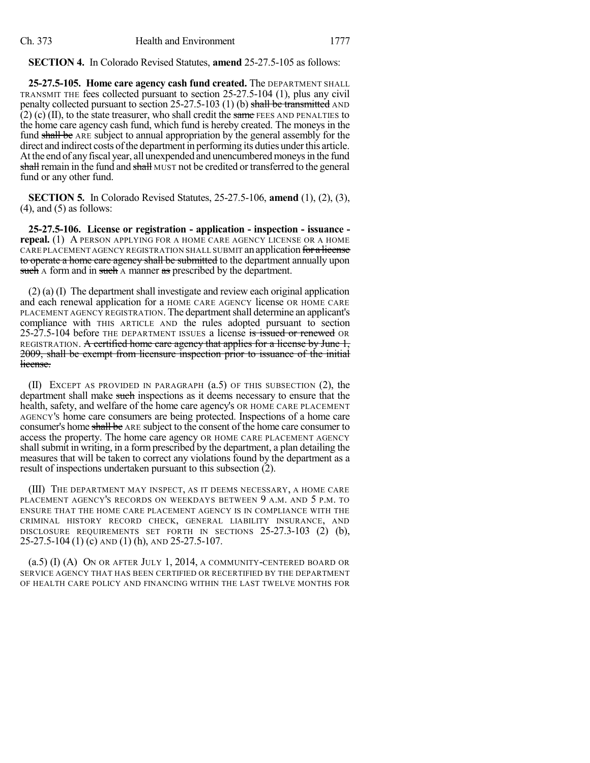**SECTION 4.** In Colorado Revised Statutes, **amend** 25-27.5-105 as follows:

**25-27.5-105. Home care agency cash fund created.** The DEPARTMENT SHALL TRANSMIT THE fees collected pursuant to section 25-27.5-104 (1), plus any civil penalty collected pursuant to section 25-27.5-103 (1) (b) ~~shall be transmitted~~ AND (2) (c) (II), to the state treasurer, who shall credit the ~~same~~ FEES AND PENALTIES to the home care agency cash fund, which fund is hereby created. The moneys in the fund ~~shall be~~ ARE subject to annual appropriation by the general assembly for the direct and indirect costs of the department in performing its duties under this article. At the end of any fiscal year, all unexpended and unencumbered moneys in the fund ~~shall~~ remain in the fund and ~~shall~~ MUST not be credited or transferred to the general fund or any other fund.

**SECTION 5.** In Colorado Revised Statutes, 25-27.5-106, **amend** (1), (2), (3), (4), and (5) as follows:

**25-27.5-106. License or registration - application - inspection - issuance - repeal.** (1) A PERSON APPLYING FOR A HOME CARE AGENCY LICENSE OR A HOME CARE PLACEMENT AGENCY REGISTRATION SHALL SUBMIT an application ~~for a license to operate a home care agency shall be submitted~~ to the department annually upon ~~such~~ A form and in ~~such~~ A manner ~~as~~ prescribed by the department.

(2) (a) (I) The department shall investigate and review each original application and each renewal application for a HOME CARE AGENCY license OR HOME CARE PLACEMENT AGENCY REGISTRATION. The department shall determine an applicant's compliance with THIS ARTICLE AND the rules adopted pursuant to section 25-27.5-104 before THE DEPARTMENT ISSUES a license ~~is issued or renewed~~ OR REGISTRATION. ~~A certified home care agency that applies for a license by June 1, 2009, shall be exempt from licensure inspection prior to issuance of the initial license.~~

(II) EXCEPT AS PROVIDED IN PARAGRAPH (a.5) OF THIS SUBSECTION (2), the department shall make ~~such~~ inspections as it deems necessary to ensure that the health, safety, and welfare of the home care agency's OR HOME CARE PLACEMENT AGENCY'S home care consumers are being protected. Inspections of a home care consumer's home ~~shall be~~ ARE subject to the consent of the home care consumer to access the property. The home care agency OR HOME CARE PLACEMENT AGENCY shall submit in writing, in a form prescribed by the department, a plan detailing the measures that will be taken to correct any violations found by the department as a result of inspections undertaken pursuant to this subsection (2).

(III) THE DEPARTMENT MAY INSPECT, AS IT DEEMS NECESSARY, A HOME CARE PLACEMENT AGENCY'S RECORDS ON WEEKDAYS BETWEEN 9 A.M. AND 5 P.M. TO ENSURE THAT THE HOME CARE PLACEMENT AGENCY IS IN COMPLIANCE WITH THE CRIMINAL HISTORY RECORD CHECK, GENERAL LIABILITY INSURANCE, AND DISCLOSURE REQUIREMENTS SET FORTH IN SECTIONS 25-27.3-103 (2) (b), 25-27.5-104 (1) (c) AND (1) (h), AND 25-27.5-107.

(a.5) (I) (A) ON OR AFTER JULY 1, 2014, A COMMUNITY-CENTERED BOARD OR SERVICE AGENCY THAT HAS BEEN CERTIFIED OR RECERTIFIED BY THE DEPARTMENT OF HEALTH CARE POLICY AND FINANCING WITHIN THE LAST TWELVE MONTHS FOR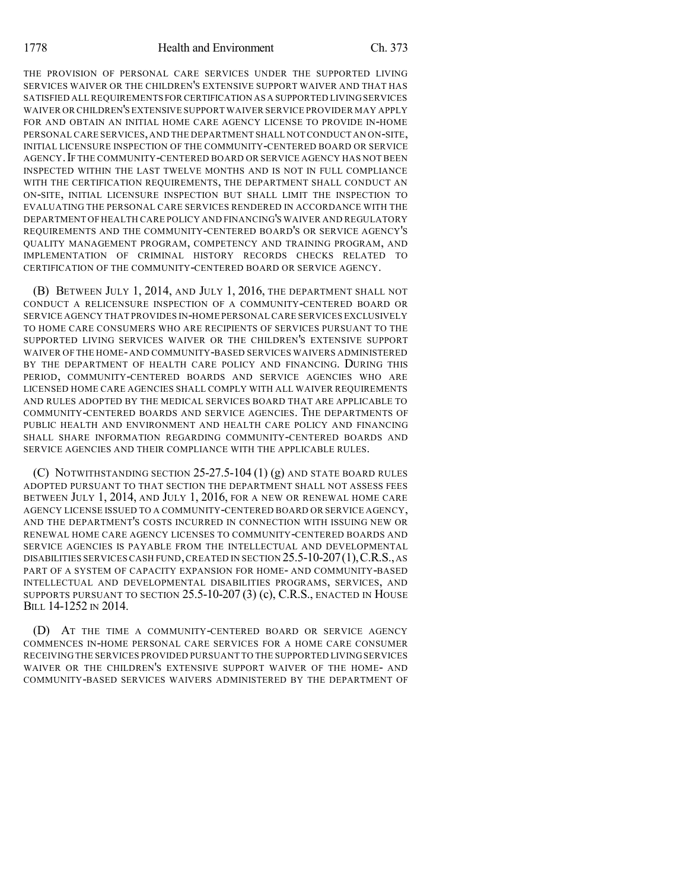THE PROVISION OF PERSONAL CARE SERVICES UNDER THE SUPPORTED LIVING SERVICES WAIVER OR THE CHILDREN'S EXTENSIVE SUPPORT WAIVER AND THAT HAS SATISFIED ALL REQUIREMENTS FOR CERTIFICATION AS A SUPPORTED LIVING SERVICES WAIVER OR CHILDREN'S EXTENSIVE SUPPORT WAIVER SERVICE PROVIDER MAY APPLY FOR AND OBTAIN AN INITIAL HOME CARE AGENCY LICENSE TO PROVIDE IN-HOME PERSONAL CARE SERVICES, AND THE DEPARTMENT SHALL NOT CONDUCT AN ON-SITE, INITIAL LICENSURE INSPECTION OF THE COMMUNITY-CENTERED BOARD OR SERVICE AGENCY. IF THE COMMUNITY-CENTERED BOARD OR SERVICE AGENCY HAS NOT BEEN INSPECTED WITHIN THE LAST TWELVE MONTHS AND IS NOT IN FULL COMPLIANCE WITH THE CERTIFICATION REQUIREMENTS, THE DEPARTMENT SHALL CONDUCT AN ON-SITE, INITIAL LICENSURE INSPECTION BUT SHALL LIMIT THE INSPECTION TO EVALUATING THE PERSONAL CARE SERVICES RENDERED IN ACCORDANCE WITH THE DEPARTMENT OF HEALTH CARE POLICY AND FINANCING'S WAIVER AND REGULATORY REQUIREMENTS AND THE COMMUNITY-CENTERED BOARD'S OR SERVICE AGENCY'S QUALITY MANAGEMENT PROGRAM, COMPETENCY AND TRAINING PROGRAM, AND IMPLEMENTATION OF CRIMINAL HISTORY RECORDS CHECKS RELATED TO CERTIFICATION OF THE COMMUNITY-CENTERED BOARD OR SERVICE AGENCY.

(B) BETWEEN JULY 1, 2014, AND JULY 1, 2016, THE DEPARTMENT SHALL NOT CONDUCT A RELICENSURE INSPECTION OF A COMMUNITY-CENTERED BOARD OR SERVICE AGENCY THAT PROVIDES IN-HOME PERSONAL CARE SERVICES EXCLUSIVELY TO HOME CARE CONSUMERS WHO ARE RECIPIENTS OF SERVICES PURSUANT TO THE SUPPORTED LIVING SERVICES WAIVER OR THE CHILDREN'S EXTENSIVE SUPPORT WAIVER OF THE HOME- AND COMMUNITY-BASED SERVICES WAIVERS ADMINISTERED BY THE DEPARTMENT OF HEALTH CARE POLICY AND FINANCING. DURING THIS PERIOD, COMMUNITY-CENTERED BOARDS AND SERVICE AGENCIES WHO ARE LICENSED HOME CARE AGENCIES SHALL COMPLY WITH ALL WAIVER REQUIREMENTS AND RULES ADOPTED BY THE MEDICAL SERVICES BOARD THAT ARE APPLICABLE TO COMMUNITY-CENTERED BOARDS AND SERVICE AGENCIES. THE DEPARTMENTS OF PUBLIC HEALTH AND ENVIRONMENT AND HEALTH CARE POLICY AND FINANCING SHALL SHARE INFORMATION REGARDING COMMUNITY-CENTERED BOARDS AND SERVICE AGENCIES AND THEIR COMPLIANCE WITH THE APPLICABLE RULES.

(C) NOTWITHSTANDING SECTION 25-27.5-104 (1) (g) AND STATE BOARD RULES ADOPTED PURSUANT TO THAT SECTION THE DEPARTMENT SHALL NOT ASSESS FEES BETWEEN JULY 1, 2014, AND JULY 1, 2016, FOR A NEW OR RENEWAL HOME CARE AGENCY LICENSE ISSUED TO A COMMUNITY-CENTERED BOARD OR SERVICE AGENCY, AND THE DEPARTMENT'S COSTS INCURRED IN CONNECTION WITH ISSUING NEW OR RENEWAL HOME CARE AGENCY LICENSES TO COMMUNITY-CENTERED BOARDS AND SERVICE AGENCIES IS PAYABLE FROM THE INTELLECTUAL AND DEVELOPMENTAL DISABILITIES SERVICES CASH FUND, CREATED IN SECTION 25.5-10-207 (1), C.R.S., AS PART OF A SYSTEM OF CAPACITY EXPANSION FOR HOME- AND COMMUNITY-BASED INTELLECTUAL AND DEVELOPMENTAL DISABILITIES PROGRAMS, SERVICES, AND SUPPORTS PURSUANT TO SECTION 25.5-10-207 (3) (c), C.R.S., ENACTED IN HOUSE BILL 14-1252 IN 2014.

(D) AT THE TIME A COMMUNITY-CENTERED BOARD OR SERVICE AGENCY COMMENCES IN-HOME PERSONAL CARE SERVICES FOR A HOME CARE CONSUMER RECEIVING THE SERVICES PROVIDED PURSUANT TO THE SUPPORTED LIVING SERVICES WAIVER OR THE CHILDREN'S EXTENSIVE SUPPORT WAIVER OF THE HOME- AND COMMUNITY-BASED SERVICES WAIVERS ADMINISTERED BY THE DEPARTMENT OF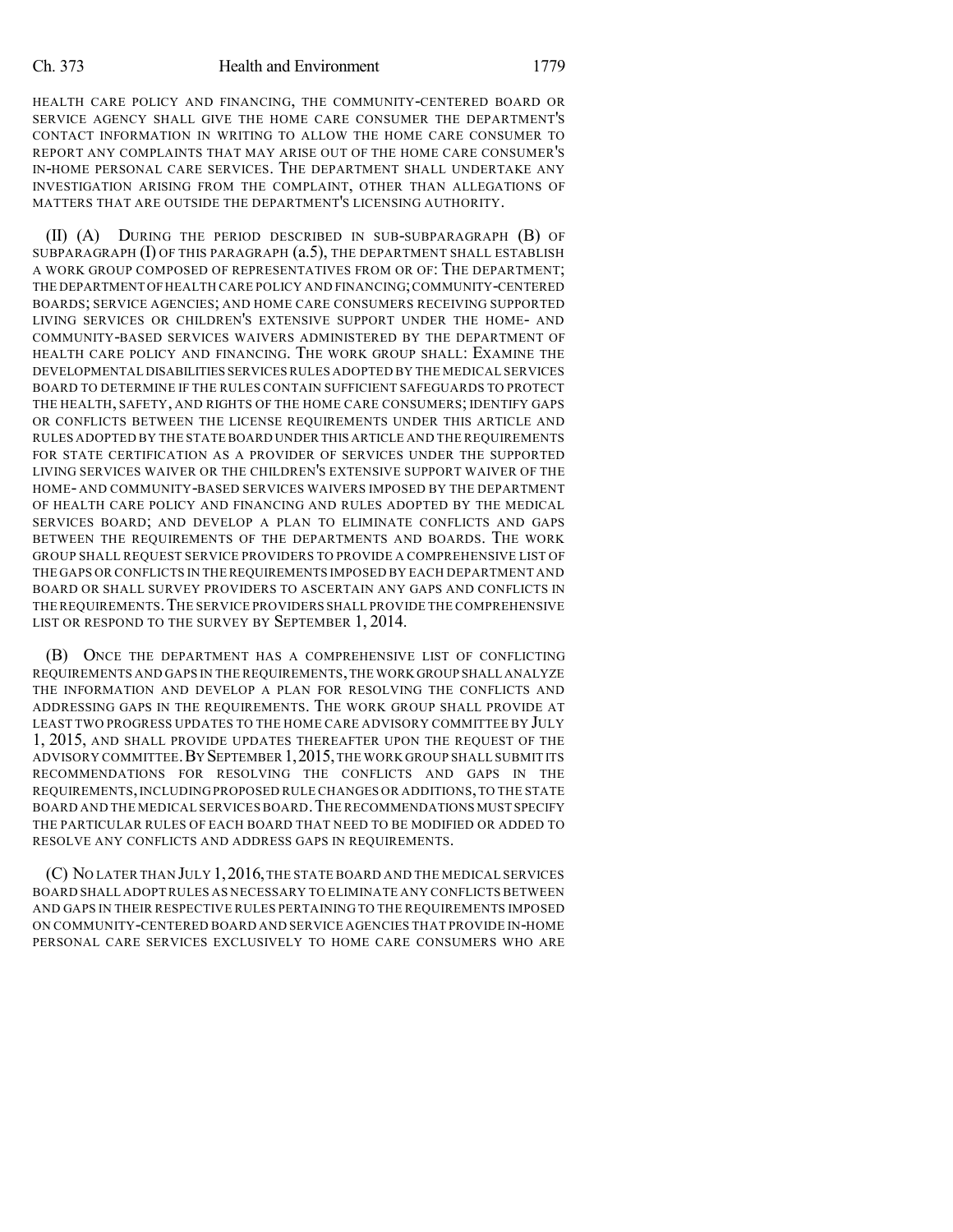HEALTH CARE POLICY AND FINANCING, THE COMMUNITY-CENTERED BOARD OR SERVICE AGENCY SHALL GIVE THE HOME CARE CONSUMER THE DEPARTMENT'S CONTACT INFORMATION IN WRITING TO ALLOW THE HOME CARE CONSUMER TO REPORT ANY COMPLAINTS THAT MAY ARISE OUT OF THE HOME CARE CONSUMER'S IN-HOME PERSONAL CARE SERVICES. THE DEPARTMENT SHALL UNDERTAKE ANY INVESTIGATION ARISING FROM THE COMPLAINT, OTHER THAN ALLEGATIONS OF MATTERS THAT ARE OUTSIDE THE DEPARTMENT'S LICENSING AUTHORITY.

(II) (A) DURING THE PERIOD DESCRIBED IN SUB-SUBPARAGRAPH (B) OF SUBPARAGRAPH (I) OF THIS PARAGRAPH (a.5), THE DEPARTMENT SHALL ESTABLISH A WORK GROUP COMPOSED OF REPRESENTATIVES FROM OR OF: THE DEPARTMENT; THE DEPARTMENT OF HEALTH CARE POLICY AND FINANCING; COMMUNITY-CENTERED BOARDS; SERVICE AGENCIES; AND HOME CARE CONSUMERS RECEIVING SUPPORTED LIVING SERVICES OR CHILDREN'S EXTENSIVE SUPPORT UNDER THE HOME- AND COMMUNITY-BASED SERVICES WAIVERS ADMINISTERED BY THE DEPARTMENT OF HEALTH CARE POLICY AND FINANCING. THE WORK GROUP SHALL: EXAMINE THE DEVELOPMENTAL DISABILITIES SERVICES RULES ADOPTED BY THE MEDICAL SERVICES BOARD TO DETERMINE IF THE RULES CONTAIN SUFFICIENT SAFEGUARDS TO PROTECT THE HEALTH, SAFETY, AND RIGHTS OF THE HOME CARE CONSUMERS; IDENTIFY GAPS OR CONFLICTS BETWEEN THE LICENSE REQUIREMENTS UNDER THIS ARTICLE AND RULES ADOPTED BY THE STATE BOARD UNDER THIS ARTICLE AND THE REQUIREMENTS FOR STATE CERTIFICATION AS A PROVIDER OF SERVICES UNDER THE SUPPORTED LIVING SERVICES WAIVER OR THE CHILDREN'S EXTENSIVE SUPPORT WAIVER OF THE HOME- AND COMMUNITY-BASED SERVICES WAIVERS IMPOSED BY THE DEPARTMENT OF HEALTH CARE POLICY AND FINANCING AND RULES ADOPTED BY THE MEDICAL SERVICES BOARD; AND DEVELOP A PLAN TO ELIMINATE CONFLICTS AND GAPS BETWEEN THE REQUIREMENTS OF THE DEPARTMENTS AND BOARDS. THE WORK GROUP SHALL REQUEST SERVICE PROVIDERS TO PROVIDE A COMPREHENSIVE LIST OF THE GAPS OR CONFLICTS IN THE REQUIREMENTS IMPOSED BY EACH DEPARTMENT AND BOARD OR SHALL SURVEY PROVIDERS TO ASCERTAIN ANY GAPS AND CONFLICTS IN THE REQUIREMENTS. THE SERVICE PROVIDERS SHALL PROVIDE THE COMPREHENSIVE LIST OR RESPOND TO THE SURVEY BY SEPTEMBER 1, 2014.

(B) ONCE THE DEPARTMENT HAS A COMPREHENSIVE LIST OF CONFLICTING REQUIREMENTS AND GAPS IN THE REQUIREMENTS, THE WORK GROUP SHALL ANALYZE THE INFORMATION AND DEVELOP A PLAN FOR RESOLVING THE CONFLICTS AND ADDRESSING GAPS IN THE REQUIREMENTS. THE WORK GROUP SHALL PROVIDE AT LEAST TWO PROGRESS UPDATES TO THE HOME CARE ADVISORY COMMITTEE BY JULY 1, 2015, AND SHALL PROVIDE UPDATES THEREAFTER UPON THE REQUEST OF THE ADVISORY COMMITTEE. BY SEPTEMBER 1, 2015, THE WORK GROUP SHALL SUBMIT ITS RECOMMENDATIONS FOR RESOLVING THE CONFLICTS AND GAPS IN THE REQUIREMENTS, INCLUDING PROPOSED RULE CHANGES OR ADDITIONS, TO THE STATE BOARD AND THE MEDICAL SERVICES BOARD. THE RECOMMENDATIONS MUST SPECIFY THE PARTICULAR RULES OF EACH BOARD THAT NEED TO BE MODIFIED OR ADDED TO RESOLVE ANY CONFLICTS AND ADDRESS GAPS IN REQUIREMENTS.

(C) NO LATER THAN JULY 1, 2016, THE STATE BOARD AND THE MEDICAL SERVICES BOARD SHALL ADOPT RULES AS NECESSARY TO ELIMINATE ANY CONFLICTS BETWEEN AND GAPS IN THEIR RESPECTIVE RULES PERTAINING TO THE REQUIREMENTS IMPOSED ON COMMUNITY-CENTERED BOARD AND SERVICE AGENCIES THAT PROVIDE IN-HOME PERSONAL CARE SERVICES EXCLUSIVELY TO HOME CARE CONSUMERS WHO ARE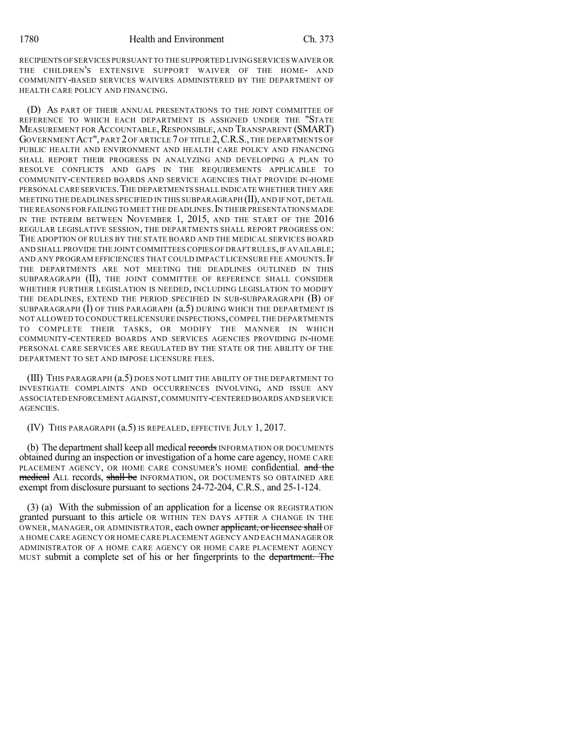RECIPIENTS OF SERVICES PURSUANT TO THE SUPPORTED LIVING SERVICES WAIVER OR THE CHILDREN'S EXTENSIVE SUPPORT WAIVER OF THE HOME- AND COMMUNITY-BASED SERVICES WAIVERS ADMINISTERED BY THE DEPARTMENT OF HEALTH CARE POLICY AND FINANCING.

(D) AS PART OF THEIR ANNUAL PRESENTATIONS TO THE JOINT COMMITTEE OF REFERENCE TO WHICH EACH DEPARTMENT IS ASSIGNED UNDER THE "STATE MEASUREMENT FOR ACCOUNTABLE, RESPONSIBLE, AND TRANSPARENT (SMART) GOVERNMENT ACT", PART 2 OF ARTICLE 7 OF TITLE 2, C.R.S., THE DEPARTMENTS OF PUBLIC HEALTH AND ENVIRONMENT AND HEALTH CARE POLICY AND FINANCING SHALL REPORT THEIR PROGRESS IN ANALYZING AND DEVELOPING A PLAN TO RESOLVE CONFLICTS AND GAPS IN THE REQUIREMENTS APPLICABLE TO COMMUNITY-CENTERED BOARDS AND SERVICE AGENCIES THAT PROVIDE IN-HOME PERSONAL CARE SERVICES. THE DEPARTMENTS SHALL INDICATE WHETHER THEY ARE MEETING THE DEADLINES SPECIFIED IN THIS SUBPARAGRAPH (II), AND IF NOT, DETAIL THE REASONS FOR FAILING TO MEET THE DEADLINES. IN THEIR PRESENTATIONS MADE IN THE INTERIM BETWEEN NOVEMBER 1, 2015, AND THE START OF THE 2016 REGULAR LEGISLATIVE SESSION, THE DEPARTMENTS SHALL REPORT PROGRESS ON: THE ADOPTION OF RULES BY THE STATE BOARD AND THE MEDICAL SERVICES BOARD AND SHALL PROVIDE THE JOINT COMMITTEES COPIES OF DRAFT RULES, IF AVAILABLE; AND ANY PROGRAM EFFICIENCIES THAT COULD IMPACT LICENSURE FEE AMOUNTS. IF THE DEPARTMENTS ARE NOT MEETING THE DEADLINES OUTLINED IN THIS SUBPARAGRAPH (II), THE JOINT COMMITTEE OF REFERENCE SHALL CONSIDER WHETHER FURTHER LEGISLATION IS NEEDED, INCLUDING LEGISLATION TO MODIFY THE DEADLINES, EXTEND THE PERIOD SPECIFIED IN SUB-SUBPARAGRAPH (B) OF SUBPARAGRAPH (I) OF THIS PARAGRAPH (a.5) DURING WHICH THE DEPARTMENT IS NOT ALLOWED TO CONDUCT RELICENSURE INSPECTIONS, COMPEL THE DEPARTMENTS TO COMPLETE THEIR TASKS, OR MODIFY THE MANNER IN WHICH COMMUNITY-CENTERED BOARDS AND SERVICES AGENCIES PROVIDING IN-HOME PERSONAL CARE SERVICES ARE REGULATED BY THE STATE OR THE ABILITY OF THE DEPARTMENT TO SET AND IMPOSE LICENSURE FEES.

(III) THIS PARAGRAPH (a.5) DOES NOT LIMIT THE ABILITY OF THE DEPARTMENT TO INVESTIGATE COMPLAINTS AND OCCURRENCES INVOLVING, AND ISSUE ANY ASSOCIATED ENFORCEMENT AGAINST, COMMUNITY-CENTERED BOARDS AND SERVICE AGENCIES.

(IV) THIS PARAGRAPH (a.5) IS REPEALED, EFFECTIVE JULY 1, 2017.

(b) The department shall keep all medical ~~records~~ INFORMATION OR DOCUMENTS obtained during an inspection or investigation of a home care agency, HOME CARE PLACEMENT AGENCY, OR HOME CARE CONSUMER'S HOME confidential. ~~and the medical~~ ALL records, ~~shall be~~ INFORMATION, OR DOCUMENTS SO OBTAINED ARE exempt from disclosure pursuant to sections 24-72-204, C.R.S., and 25-1-124.

(3) (a) With the submission of an application for a license OR REGISTRATION granted pursuant to this article OR WITHIN TEN DAYS AFTER A CHANGE IN THE OWNER, MANAGER, OR ADMINISTRATOR, each owner ~~applicant, or licensee shall~~ OF A HOME CARE AGENCY OR HOME CARE PLACEMENT AGENCY AND EACH MANAGER OR ADMINISTRATOR OF A HOME CARE AGENCY OR HOME CARE PLACEMENT AGENCY MUST submit a complete set of his or her fingerprints to the ~~department. The~~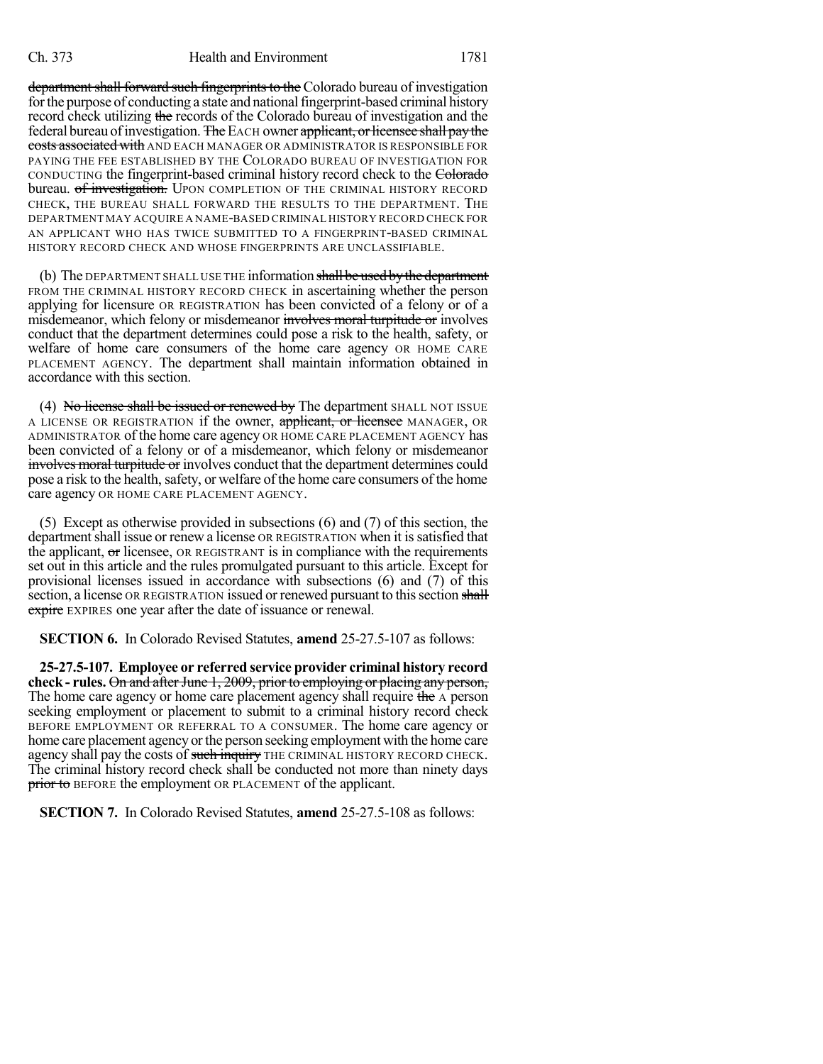department shall forward such fingerprints to the Colorado bureau of investigation for the purpose of conducting a state and national fingerprint-based criminal history record check utilizing the records of the Colorado bureau of investigation and the federal bureau of investigation. The EACH owner applicant, or licensee shall pay the costs associated with AND EACH MANAGER OR ADMINISTRATOR IS RESPONSIBLE FOR PAYING THE FEE ESTABLISHED BY THE COLORADO BUREAU OF INVESTIGATION FOR CONDUCTING the fingerprint-based criminal history record check to the Colorado bureau. of investigation. UPON COMPLETION OF THE CRIMINAL HISTORY RECORD CHECK, THE BUREAU SHALL FORWARD THE RESULTS TO THE DEPARTMENT. THE DEPARTMENT MAY ACQUIRE A NAME-BASED CRIMINAL HISTORY RECORD CHECK FOR AN APPLICANT WHO HAS TWICE SUBMITTED TO A FINGERPRINT-BASED CRIMINAL HISTORY RECORD CHECK AND WHOSE FINGERPRINTS ARE UNCLASSIFIABLE.

(b) The DEPARTMENT SHALL USE THE information shall be used by the department FROM THE CRIMINAL HISTORY RECORD CHECK in ascertaining whether the person applying for licensure OR REGISTRATION has been convicted of a felony or of a misdemeanor, which felony or misdemeanor involves moral turpitude or involves conduct that the department determines could pose a risk to the health, safety, or welfare of home care consumers of the home care agency OR HOME CARE PLACEMENT AGENCY. The department shall maintain information obtained in accordance with this section.

(4) No license shall be issued or renewed by The department SHALL NOT ISSUE A LICENSE OR REGISTRATION if the owner, applicant, or licensee MANAGER, OR ADMINISTRATOR of the home care agency OR HOME CARE PLACEMENT AGENCY has been convicted of a felony or of a misdemeanor, which felony or misdemeanor involves moral turpitude or involves conduct that the department determines could pose a risk to the health, safety, or welfare of the home care consumers of the home care agency OR HOME CARE PLACEMENT AGENCY.

(5) Except as otherwise provided in subsections (6) and (7) of this section, the department shall issue or renew a license OR REGISTRATION when it is satisfied that the applicant, or licensee, OR REGISTRANT is in compliance with the requirements set out in this article and the rules promulgated pursuant to this article. Except for provisional licenses issued in accordance with subsections (6) and (7) of this section, a license OR REGISTRATION issued or renewed pursuant to this section shall expire EXPIRES one year after the date of issuance or renewal.

**SECTION 6.** In Colorado Revised Statutes, **amend** 25-27.5-107 as follows:

**25-27.5-107. Employee or referred service provider criminal history record check - rules.** On and after June 1, 2009, prior to employing or placing any person, The home care agency or home care placement agency shall require the A person seeking employment or placement to submit to a criminal history record check BEFORE EMPLOYMENT OR REFERRAL TO A CONSUMER. The home care agency or home care placement agency or the person seeking employment with the home care agency shall pay the costs of such inquiry THE CRIMINAL HISTORY RECORD CHECK. The criminal history record check shall be conducted not more than ninety days prior to BEFORE the employment OR PLACEMENT of the applicant.

**SECTION 7.** In Colorado Revised Statutes, **amend** 25-27.5-108 as follows: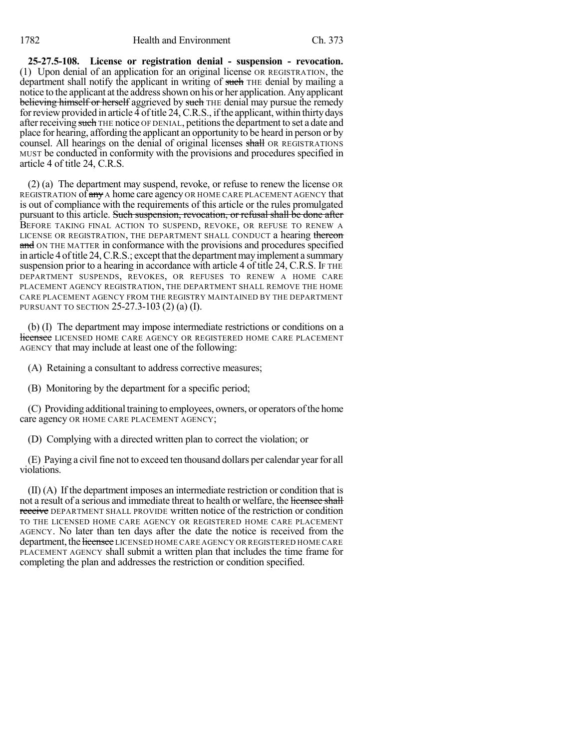**25-27.5-108. License or registration denial - suspension - revocation.** (1) Upon denial of an application for an original license OR REGISTRATION, the department shall notify the applicant in writing of ~~such~~ THE denial by mailing a notice to the applicant at the address shown on his or her application. Any applicant ~~believing himself or herself~~ aggrieved by ~~such~~ THE denial may pursue the remedy for review provided in article 4 of title 24, C.R.S., if the applicant, within thirty days after receiving ~~such~~ THE notice OF DENIAL, petitions the department to set a date and place for hearing, affording the applicant an opportunity to be heard in person or by counsel. All hearings on the denial of original licenses ~~shall~~ OR REGISTRATIONS MUST be conducted in conformity with the provisions and procedures specified in article 4 of title 24, C.R.S.

(2) (a) The department may suspend, revoke, or refuse to renew the license OR REGISTRATION of ~~any~~ A home care agency OR HOME CARE PLACEMENT AGENCY that is out of compliance with the requirements of this article or the rules promulgated pursuant to this article. ~~Such suspension, revocation, or refusal shall be done after~~ BEFORE TAKING FINAL ACTION TO SUSPEND, REVOKE, OR REFUSE TO RENEW A LICENSE OR REGISTRATION, THE DEPARTMENT SHALL CONDUCT a hearing ~~thereon and~~ ON THE MATTER in conformance with the provisions and procedures specified in article 4 of title 24, C.R.S.; except that the department may implement a summary suspension prior to a hearing in accordance with article 4 of title 24, C.R.S. IF THE DEPARTMENT SUSPENDS, REVOKES, OR REFUSES TO RENEW A HOME CARE PLACEMENT AGENCY REGISTRATION, THE DEPARTMENT SHALL REMOVE THE HOME CARE PLACEMENT AGENCY FROM THE REGISTRY MAINTAINED BY THE DEPARTMENT PURSUANT TO SECTION 25-27.3-103 (2) (a) (I).

(b) (I) The department may impose intermediate restrictions or conditions on a ~~licensee~~ LICENSED HOME CARE AGENCY OR REGISTERED HOME CARE PLACEMENT AGENCY that may include at least one of the following:

(A) Retaining a consultant to address corrective measures;

(B) Monitoring by the department for a specific period;

(C) Providing additional training to employees, owners, or operators of the home care agency OR HOME CARE PLACEMENT AGENCY;

(D) Complying with a directed written plan to correct the violation; or

(E) Paying a civil fine not to exceed ten thousand dollars per calendar year for all violations.

(II) (A) If the department imposes an intermediate restriction or condition that is not a result of a serious and immediate threat to health or welfare, the ~~licensee shall receive~~ DEPARTMENT SHALL PROVIDE written notice of the restriction or condition TO THE LICENSED HOME CARE AGENCY OR REGISTERED HOME CARE PLACEMENT AGENCY. No later than ten days after the date the notice is received from the department, the ~~licensee~~ LICENSED HOME CARE AGENCY OR REGISTERED HOME CARE PLACEMENT AGENCY shall submit a written plan that includes the time frame for completing the plan and addresses the restriction or condition specified.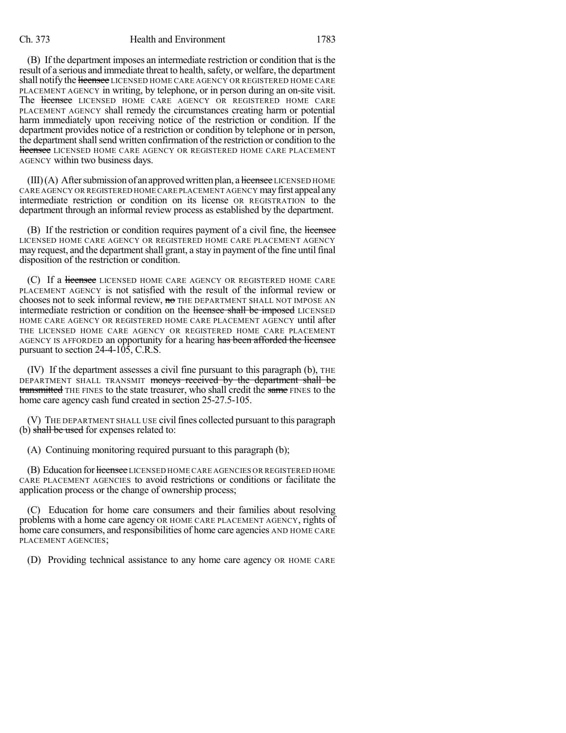(B) If the department imposes an intermediate restriction or condition that is the result of a serious and immediate threat to health, safety, or welfare, the department shall notify the ~~licensee~~ LICENSED HOME CARE AGENCY OR REGISTERED HOME CARE PLACEMENT AGENCY in writing, by telephone, or in person during an on-site visit. The ~~licensee~~ LICENSED HOME CARE AGENCY OR REGISTERED HOME CARE PLACEMENT AGENCY shall remedy the circumstances creating harm or potential harm immediately upon receiving notice of the restriction or condition. If the department provides notice of a restriction or condition by telephone or in person, the department shall send written confirmation of the restriction or condition to the ~~licensee~~ LICENSED HOME CARE AGENCY OR REGISTERED HOME CARE PLACEMENT AGENCY within two business days.

(III) (A) After submission of an approved written plan, a ~~licensee~~ LICENSED HOME CARE AGENCY OR REGISTERED HOME CARE PLACEMENT AGENCY may first appeal any intermediate restriction or condition on its license OR REGISTRATION to the department through an informal review process as established by the department.

(B) If the restriction or condition requires payment of a civil fine, the ~~licensee~~ LICENSED HOME CARE AGENCY OR REGISTERED HOME CARE PLACEMENT AGENCY may request, and the department shall grant, a stay in payment of the fine until final disposition of the restriction or condition.

(C) If a ~~licensee~~ LICENSED HOME CARE AGENCY OR REGISTERED HOME CARE PLACEMENT AGENCY is not satisfied with the result of the informal review or chooses not to seek informal review, ~~no~~ THE DEPARTMENT SHALL NOT IMPOSE AN intermediate restriction or condition on the ~~licensee shall be imposed~~ LICENSED HOME CARE AGENCY OR REGISTERED HOME CARE PLACEMENT AGENCY until after THE LICENSED HOME CARE AGENCY OR REGISTERED HOME CARE PLACEMENT AGENCY IS AFFORDED an opportunity for a hearing ~~has been afforded the licensee~~ pursuant to section 24-4-105, C.R.S.

(IV) If the department assesses a civil fine pursuant to this paragraph (b), THE DEPARTMENT SHALL TRANSMIT ~~moneys received by the department shall be transmitted~~ THE FINES to the state treasurer, who shall credit the ~~same~~ FINES to the home care agency cash fund created in section 25-27.5-105.

(V) THE DEPARTMENT SHALL USE civil fines collected pursuant to this paragraph (b) ~~shall be used~~ for expenses related to:

(A) Continuing monitoring required pursuant to this paragraph (b);

(B) Education for ~~licensee~~ LICENSED HOME CARE AGENCIES OR REGISTERED HOME CARE PLACEMENT AGENCIES to avoid restrictions or conditions or facilitate the application process or the change of ownership process;

(C) Education for home care consumers and their families about resolving problems with a home care agency OR HOME CARE PLACEMENT AGENCY, rights of home care consumers, and responsibilities of home care agencies AND HOME CARE PLACEMENT AGENCIES;

(D) Providing technical assistance to any home care agency OR HOME CARE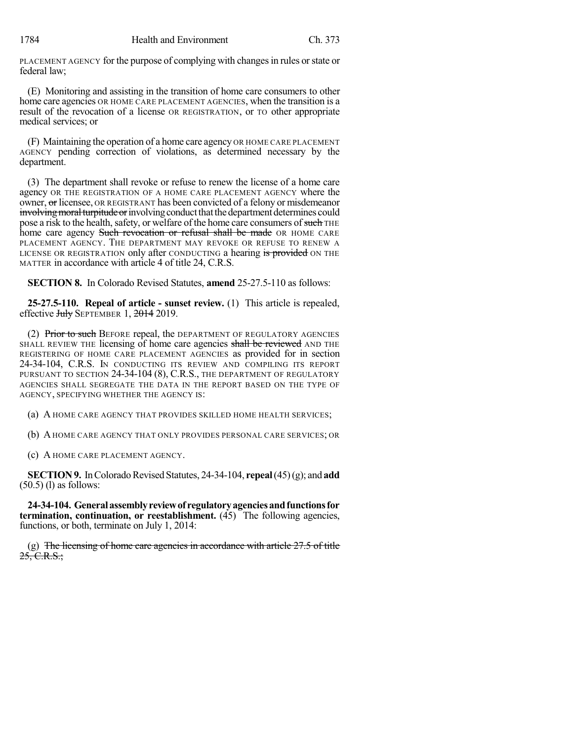PLACEMENT AGENCY for the purpose of complying with changes in rules or state or federal law;

(E) Monitoring and assisting in the transition of home care consumers to other home care agencies OR HOME CARE PLACEMENT AGENCIES, when the transition is a result of the revocation of a license OR REGISTRATION, or TO other appropriate medical services; or

(F) Maintaining the operation of a home care agency OR HOME CARE PLACEMENT AGENCY pending correction of violations, as determined necessary by the department.

(3) The department shall revoke or refuse to renew the license of a home care agency OR THE REGISTRATION OF A HOME CARE PLACEMENT AGENCY where the owner, ~~or~~ licensee, OR REGISTRANT has been convicted of a felony or misdemeanor ~~involving moral turpitude or~~ involving conduct that the department determines could pose a risk to the health, safety, or welfare of the home care consumers of ~~such~~ THE home care agency ~~Such revocation or refusal shall be made~~ OR HOME CARE PLACEMENT AGENCY. THE DEPARTMENT MAY REVOKE OR REFUSE TO RENEW A LICENSE OR REGISTRATION only after CONDUCTING a hearing ~~is provided~~ ON THE MATTER in accordance with article 4 of title 24, C.R.S.

**SECTION 8.** In Colorado Revised Statutes, **amend** 25-27.5-110 as follows:

**25-27.5-110. Repeal of article - sunset review.** (1) This article is repealed, effective ~~July~~ SEPTEMBER 1, ~~2014~~ 2019.

(2) ~~Prior to such~~ BEFORE repeal, the DEPARTMENT OF REGULATORY AGENCIES SHALL REVIEW THE licensing of home care agencies ~~shall be reviewed~~ AND THE REGISTERING OF HOME CARE PLACEMENT AGENCIES as provided for in section 24-34-104, C.R.S. IN CONDUCTING ITS REVIEW AND COMPILING ITS REPORT PURSUANT TO SECTION 24-34-104 (8), C.R.S., THE DEPARTMENT OF REGULATORY AGENCIES SHALL SEGREGATE THE DATA IN THE REPORT BASED ON THE TYPE OF AGENCY, SPECIFYING WHETHER THE AGENCY IS:

(a) A HOME CARE AGENCY THAT PROVIDES SKILLED HOME HEALTH SERVICES;

(b) A HOME CARE AGENCY THAT ONLY PROVIDES PERSONAL CARE SERVICES; OR

(c) A HOME CARE PLACEMENT AGENCY.

**SECTION 9.** In Colorado Revised Statutes, 24-34-104, **repeal** (45) (g); and **add** (50.5) (l) as follows:

**24-34-104. General assembly review of regulatory agencies and functions for termination, continuation, or reestablishment.** (45) The following agencies, functions, or both, terminate on July 1, 2014:

(g) ~~The licensing of home care agencies in accordance with article 27.5 of title 25, C.R.S.;~~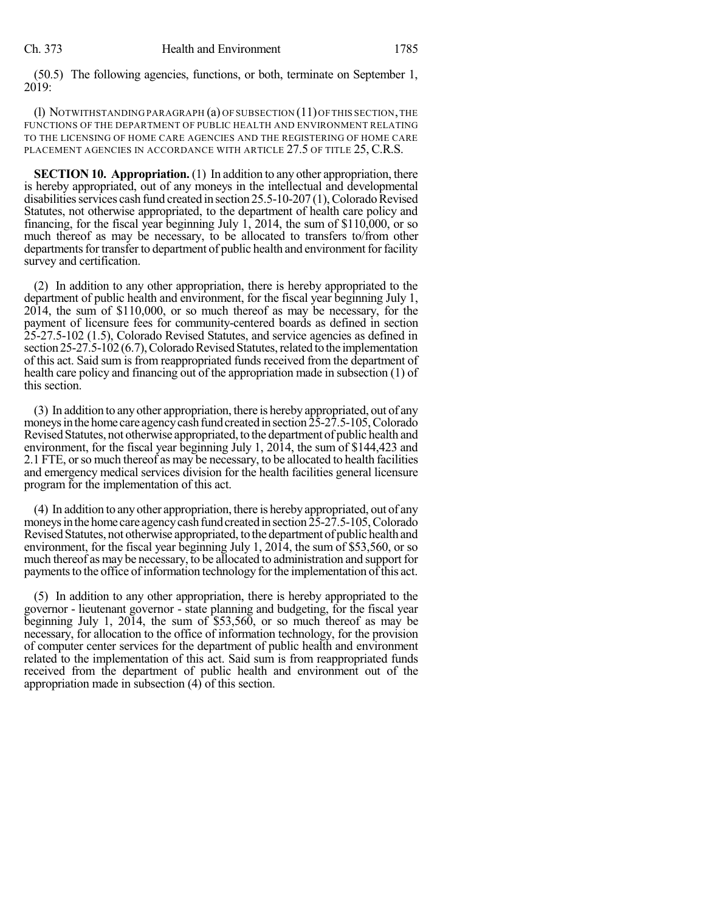(50.5) The following agencies, functions, or both, terminate on September 1, 2019:

(l) NOTWITHSTANDING PARAGRAPH (a) OF SUBSECTION (11) OF THIS SECTION, THE FUNCTIONS OF THE DEPARTMENT OF PUBLIC HEALTH AND ENVIRONMENT RELATING TO THE LICENSING OF HOME CARE AGENCIES AND THE REGISTERING OF HOME CARE PLACEMENT AGENCIES IN ACCORDANCE WITH ARTICLE 27.5 OF TITLE 25, C.R.S.

**SECTION 10. Appropriation.** (1) In addition to any other appropriation, there is hereby appropriated, out of any moneys in the intellectual and developmental disabilities services cash fund created in section 25.5-10-207 (1), Colorado Revised Statutes, not otherwise appropriated, to the department of health care policy and financing, for the fiscal year beginning July 1, 2014, the sum of $110,000, or so much thereof as may be necessary, to be allocated to transfers to/from other departments for transfer to department of public health and environment for facility survey and certification.

(2) In addition to any other appropriation, there is hereby appropriated to the department of public health and environment, for the fiscal year beginning July 1, 2014, the sum of $110,000, or so much thereof as may be necessary, for the payment of licensure fees for community-centered boards as defined in section 25-27.5-102 (1.5), Colorado Revised Statutes, and service agencies as defined in section 25-27.5-102 (6.7), Colorado Revised Statutes, related to the implementation of this act. Said sum is from reappropriated funds received from the department of health care policy and financing out of the appropriation made in subsection (1) of this section.

(3) In addition to any other appropriation, there is hereby appropriated, out of any moneys in the home care agency cash fund created in section 25-27.5-105, Colorado Revised Statutes, not otherwise appropriated, to the department of public health and environment, for the fiscal year beginning July 1, 2014, the sum of $144,423 and 2.1 FTE, or so much thereof as may be necessary, to be allocated to health facilities and emergency medical services division for the health facilities general licensure program for the implementation of this act.

(4) In addition to any other appropriation, there is hereby appropriated, out of any moneys in the home care agency cash fund created in section 25-27.5-105, Colorado Revised Statutes, not otherwise appropriated, to the department of public health and environment, for the fiscal year beginning July 1, 2014, the sum of $53,560, or so much thereof as may be necessary, to be allocated to administration and support for payments to the office of information technology for the implementation of this act.

(5) In addition to any other appropriation, there is hereby appropriated to the governor - lieutenant governor - state planning and budgeting, for the fiscal year beginning July 1, 2014, the sum of $53,560, or so much thereof as may be necessary, for allocation to the office of information technology, for the provision of computer center services for the department of public health and environment related to the implementation of this act. Said sum is from reappropriated funds received from the department of public health and environment out of the appropriation made in subsection (4) of this section.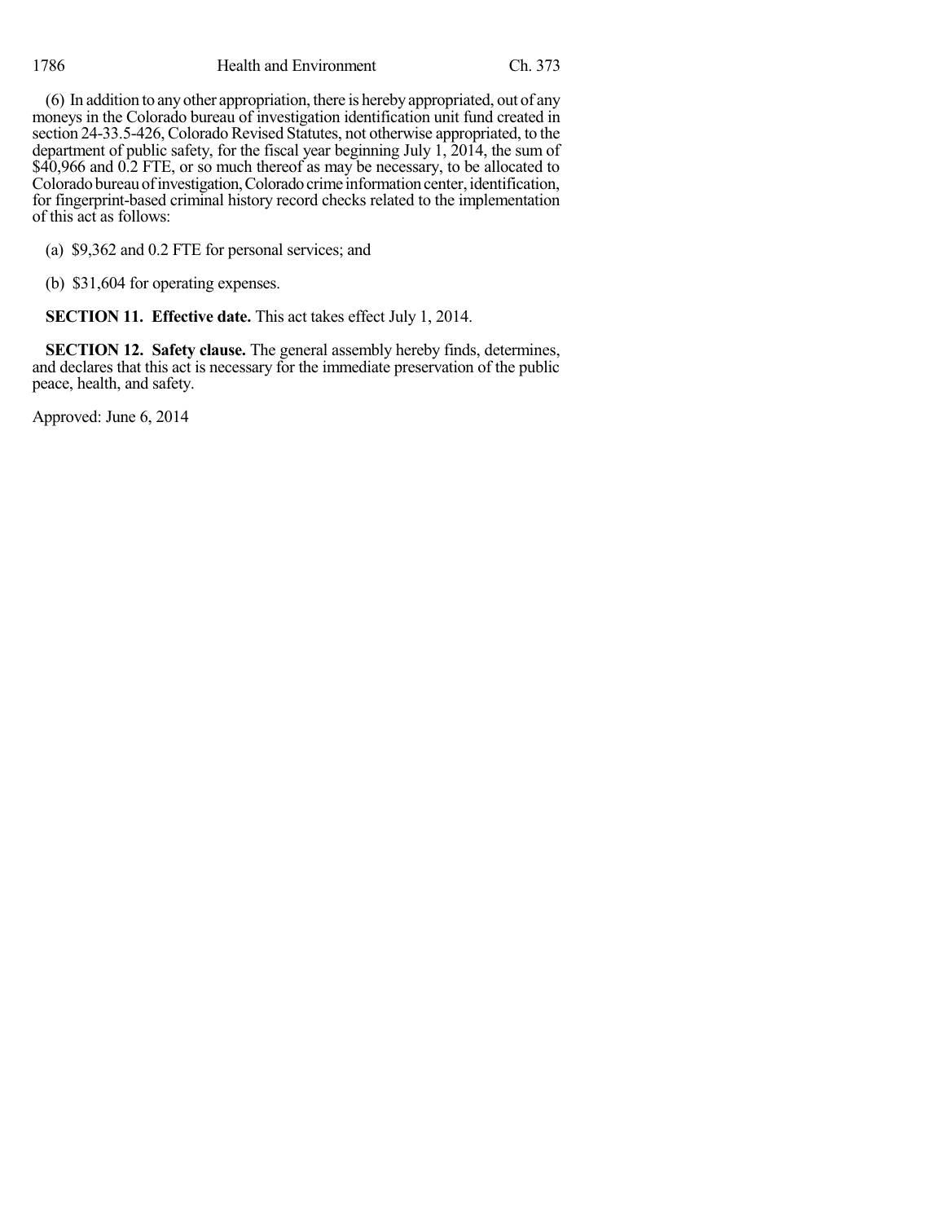(6) In addition to any other appropriation, there is hereby appropriated, out of any moneys in the Colorado bureau of investigation identification unit fund created in section 24-33.5-426, Colorado Revised Statutes, not otherwise appropriated, to the department of public safety, for the fiscal year beginning July 1, 2014, the sum of $40,966 and 0.2 FTE, or so much thereof as may be necessary, to be allocated to Colorado bureau of investigation, Colorado crime information center, identification, for fingerprint-based criminal history record checks related to the implementation of this act as follows:

(a) $9,362 and 0.2 FTE for personal services; and

(b) $31,604 for operating expenses.

**SECTION 11. Effective date.** This act takes effect July 1, 2014.

**SECTION 12. Safety clause.** The general assembly hereby finds, determines, and declares that this act is necessary for the immediate preservation of the public peace, health, and safety.

Approved: June 6, 2014